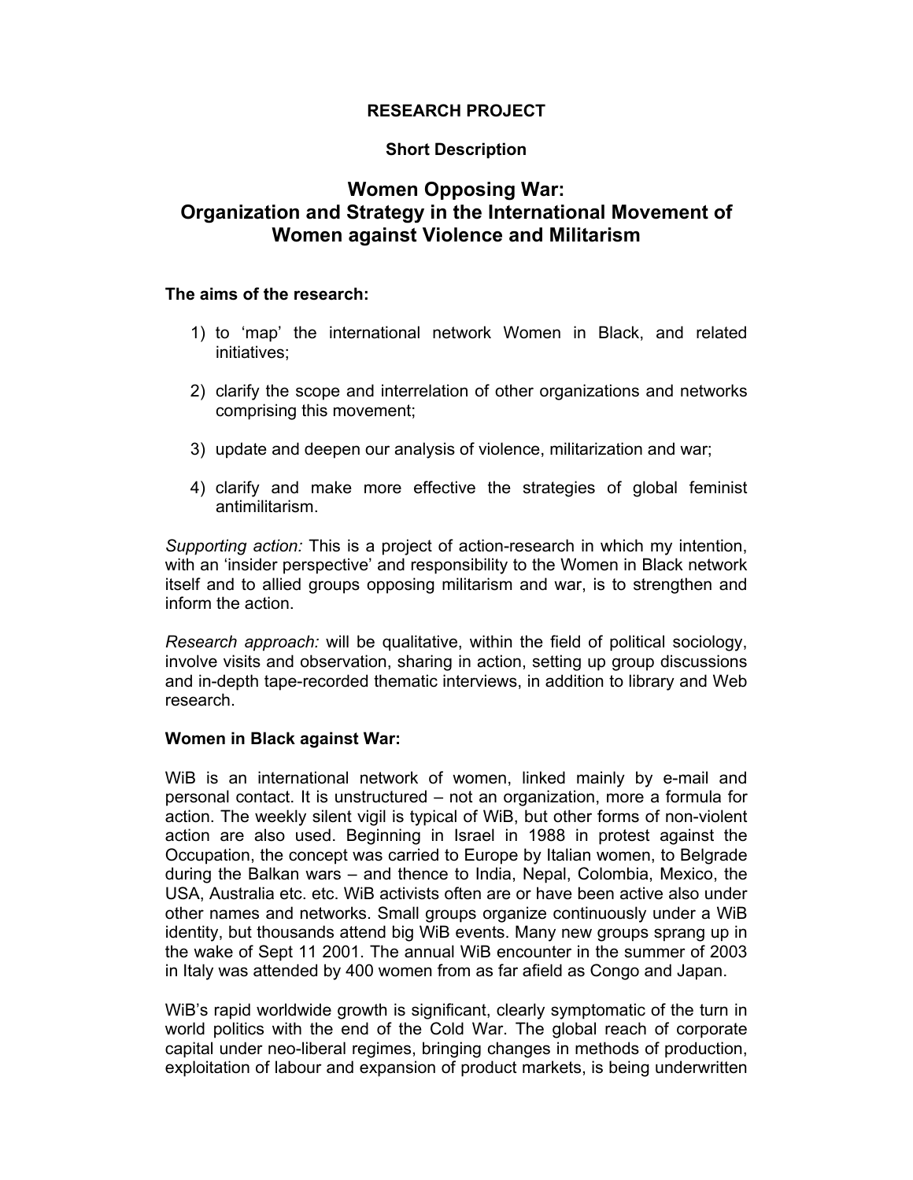**RESEARCH PROJECT**

**Short Description**

# Women Opposing War: Organization and Strategy in the International Movement of Women against Violence and Militarism

**The aims of the research:**

1) to 'map' the international network Women in Black, and related initiatives;

2) clarify the scope and interrelation of other organizations and networks comprising this movement;

3) update and deepen our analysis of violence, militarization and war;

4) clarify and make more effective the strategies of global feminist antimilitarism.

*Supporting action:* This is a project of action-research in which my intention, with an 'insider perspective' and responsibility to the Women in Black network itself and to allied groups opposing militarism and war, is to strengthen and inform the action.

*Research approach:* will be qualitative, within the field of political sociology, involve visits and observation, sharing in action, setting up group discussions and in-depth tape-recorded thematic interviews, in addition to library and Web research.

**Women in Black against War:**

WiB is an international network of women, linked mainly by e-mail and personal contact. It is unstructured – not an organization, more a formula for action. The weekly silent vigil is typical of WiB, but other forms of non-violent action are also used. Beginning in Israel in 1988 in protest against the Occupation, the concept was carried to Europe by Italian women, to Belgrade during the Balkan wars – and thence to India, Nepal, Colombia, Mexico, the USA, Australia etc. etc. WiB activists often are or have been active also under other names and networks. Small groups organize continuously under a WiB identity, but thousands attend big WiB events. Many new groups sprang up in the wake of Sept 11 2001. The annual WiB encounter in the summer of 2003 in Italy was attended by 400 women from as far afield as Congo and Japan.

WiB's rapid worldwide growth is significant, clearly symptomatic of the turn in world politics with the end of the Cold War. The global reach of corporate capital under neo-liberal regimes, bringing changes in methods of production, exploitation of labour and expansion of product markets, is being underwritten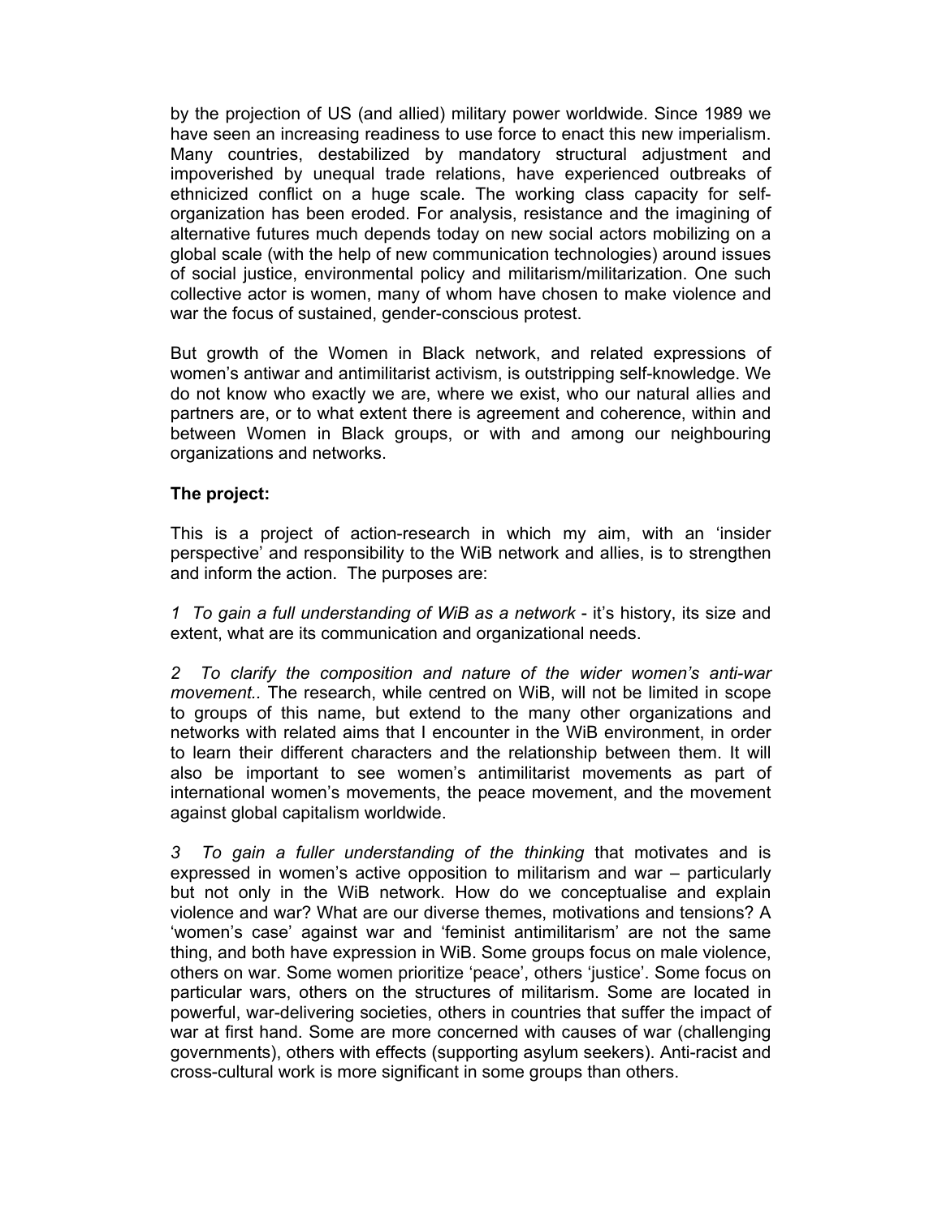by the projection of US (and allied) military power worldwide. Since 1989 we have seen an increasing readiness to use force to enact this new imperialism. Many countries, destabilized by mandatory structural adjustment and impoverished by unequal trade relations, have experienced outbreaks of ethnicized conflict on a huge scale. The working class capacity for self-organization has been eroded. For analysis, resistance and the imagining of alternative futures much depends today on new social actors mobilizing on a global scale (with the help of new communication technologies) around issues of social justice, environmental policy and militarism/militarization. One such collective actor is women, many of whom have chosen to make violence and war the focus of sustained, gender-conscious protest.

But growth of the Women in Black network, and related expressions of women's antiwar and antimilitarist activism, is outstripping self-knowledge. We do not know who exactly we are, where we exist, who our natural allies and partners are, or to what extent there is agreement and coherence, within and between Women in Black groups, or with and among our neighbouring organizations and networks.

**The project:**

This is a project of action-research in which my aim, with an 'insider perspective' and responsibility to the WiB network and allies, is to strengthen and inform the action. The purposes are:

*1 To gain a full understanding of WiB as a network* - it's history, its size and extent, what are its communication and organizational needs.

*2 To clarify the composition and nature of the wider women's anti-war movement..* The research, while centred on WiB, will not be limited in scope to groups of this name, but extend to the many other organizations and networks with related aims that I encounter in the WiB environment, in order to learn their different characters and the relationship between them. It will also be important to see women's antimilitarist movements as part of international women's movements, the peace movement, and the movement against global capitalism worldwide.

*3 To gain a fuller understanding of the thinking* that motivates and is expressed in women's active opposition to militarism and war – particularly but not only in the WiB network. How do we conceptualise and explain violence and war? What are our diverse themes, motivations and tensions? A 'women's case' against war and 'feminist antimilitarism' are not the same thing, and both have expression in WiB. Some groups focus on male violence, others on war. Some women prioritize 'peace', others 'justice'. Some focus on particular wars, others on the structures of militarism. Some are located in powerful, war-delivering societies, others in countries that suffer the impact of war at first hand. Some are more concerned with causes of war (challenging governments), others with effects (supporting asylum seekers). Anti-racist and cross-cultural work is more significant in some groups than others.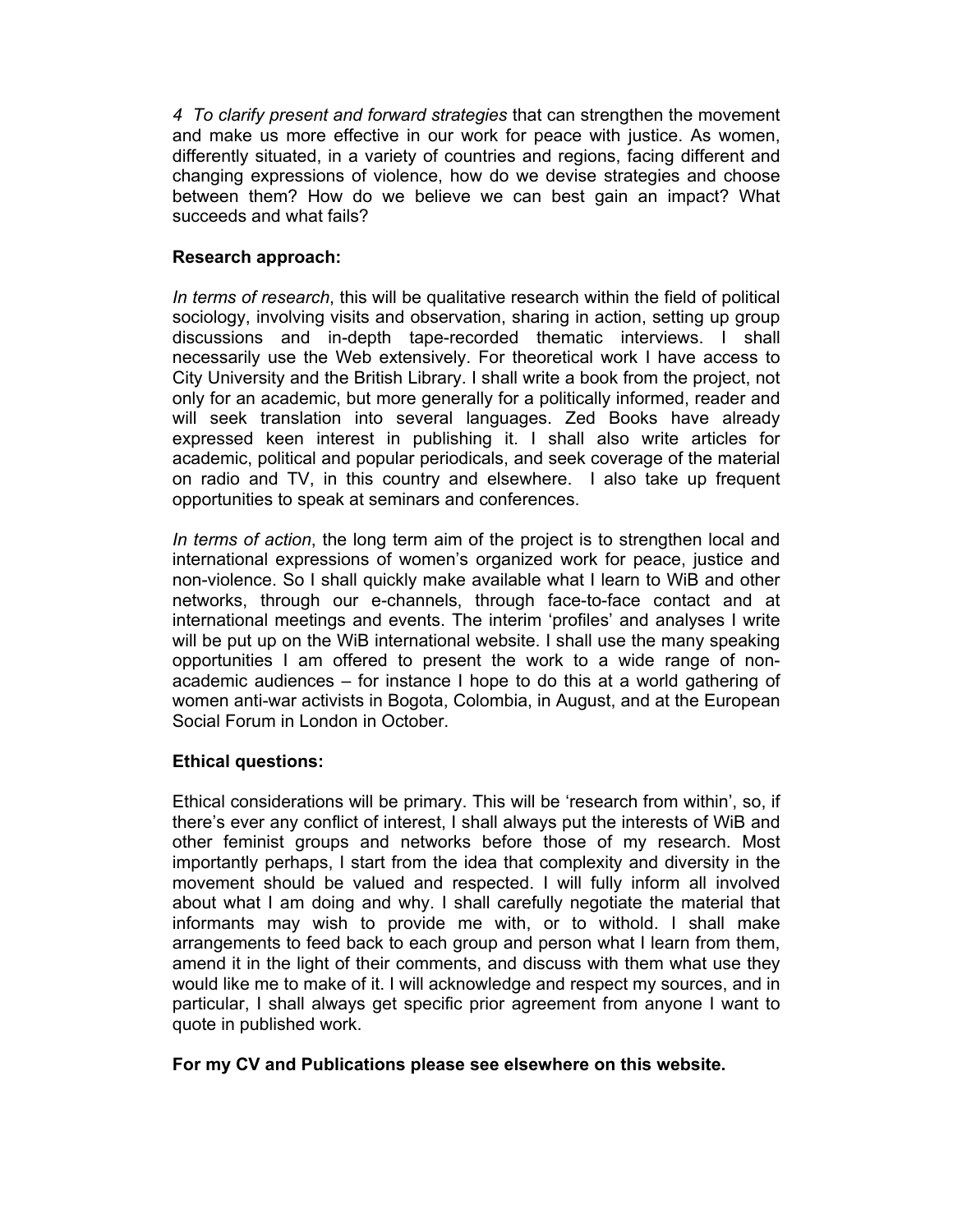*4 To clarify present and forward strategies* that can strengthen the movement and make us more effective in our work for peace with justice. As women, differently situated, in a variety of countries and regions, facing different and changing expressions of violence, how do we devise strategies and choose between them? How do we believe we can best gain an impact? What succeeds and what fails?

**Research approach:**

*In terms of research*, this will be qualitative research within the field of political sociology, involving visits and observation, sharing in action, setting up group discussions and in-depth tape-recorded thematic interviews. I shall necessarily use the Web extensively. For theoretical work I have access to City University and the British Library. I shall write a book from the project, not only for an academic, but more generally for a politically informed, reader and will seek translation into several languages. Zed Books have already expressed keen interest in publishing it. I shall also write articles for academic, political and popular periodicals, and seek coverage of the material on radio and TV, in this country and elsewhere. I also take up frequent opportunities to speak at seminars and conferences.

*In terms of action*, the long term aim of the project is to strengthen local and international expressions of women's organized work for peace, justice and non-violence. So I shall quickly make available what I learn to WiB and other networks, through our e-channels, through face-to-face contact and at international meetings and events. The interim 'profiles' and analyses I write will be put up on the WiB international website. I shall use the many speaking opportunities I am offered to present the work to a wide range of non-academic audiences – for instance I hope to do this at a world gathering of women anti-war activists in Bogota, Colombia, in August, and at the European Social Forum in London in October.

**Ethical questions:**

Ethical considerations will be primary. This will be 'research from within', so, if there's ever any conflict of interest, I shall always put the interests of WiB and other feminist groups and networks before those of my research. Most importantly perhaps, I start from the idea that complexity and diversity in the movement should be valued and respected. I will fully inform all involved about what I am doing and why. I shall carefully negotiate the material that informants may wish to provide me with, or to withold. I shall make arrangements to feed back to each group and person what I learn from them, amend it in the light of their comments, and discuss with them what use they would like me to make of it. I will acknowledge and respect my sources, and in particular, I shall always get specific prior agreement from anyone I want to quote in published work.

**For my CV and Publications please see elsewhere on this website.**